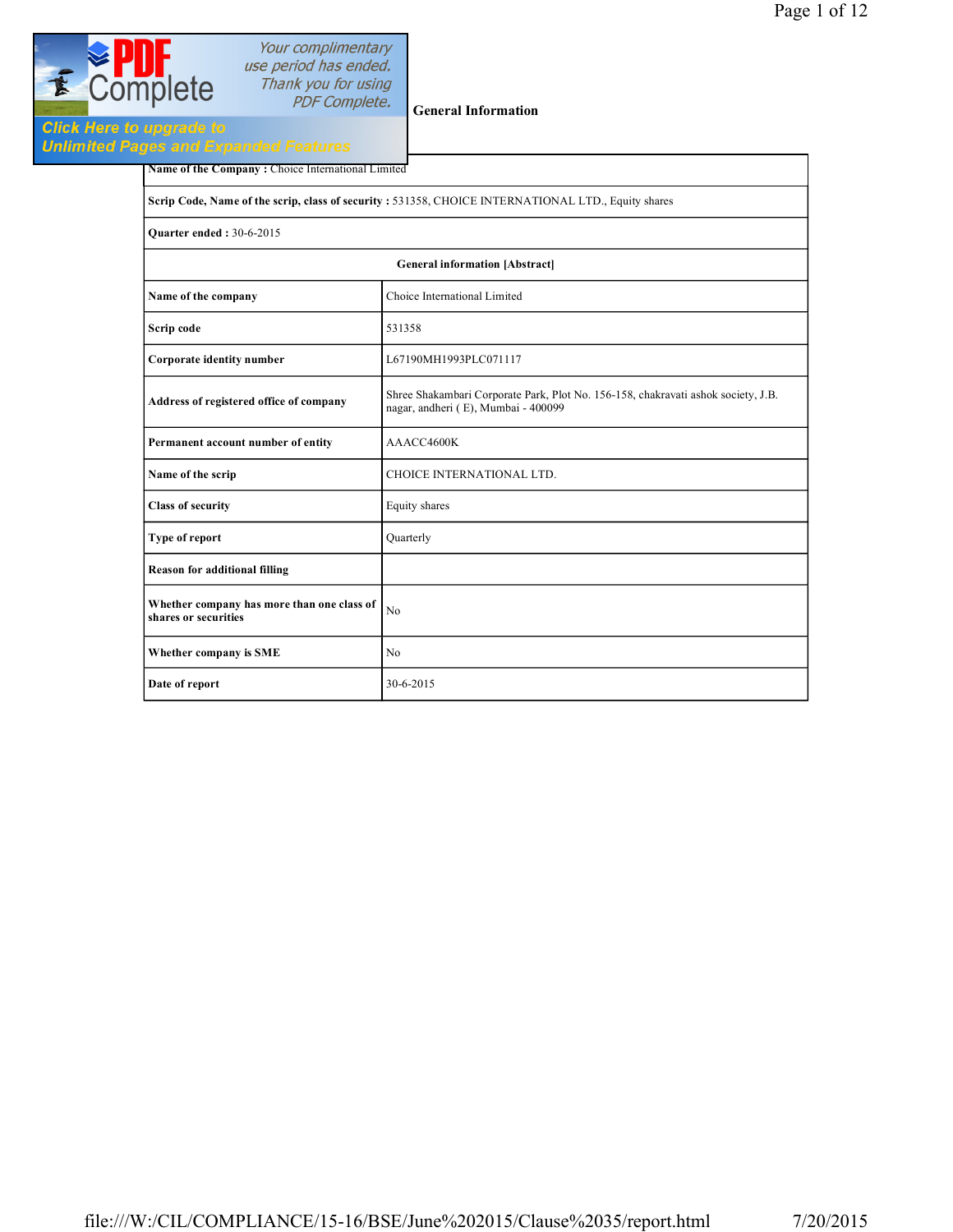## General Information

| Name of the Company : Choice International Limited | |
|---|---|
| Scrip Code, Name of the scrip, class of security : 531358, CHOICE INTERNATIONAL LTD., Equity shares | |
| Quarter ended : 30-6-2015 | |
| **General information [Abstract]** | |
| **Name of the company** | Choice International Limited |
| **Scrip code** | 531358 |
| **Corporate identity number** | L67190MH1993PLC071117 |
| **Address of registered office of company** | Shree Shakambari Corporate Park, Plot No. 156-158, chakravati ashok society, J.B. nagar, andheri ( E), Mumbai - 400099 |
| **Permanent account number of entity** | AAACC4600K |
| **Name of the scrip** | CHOICE INTERNATIONAL LTD. |
| **Class of security** | Equity shares |
| **Type of report** | Quarterly |
| **Reason for additional filling** | |
| **Whether company has more than one class of shares or securities** | No |
| **Whether company is SME** | No |
| **Date of report** | 30-6-2015 |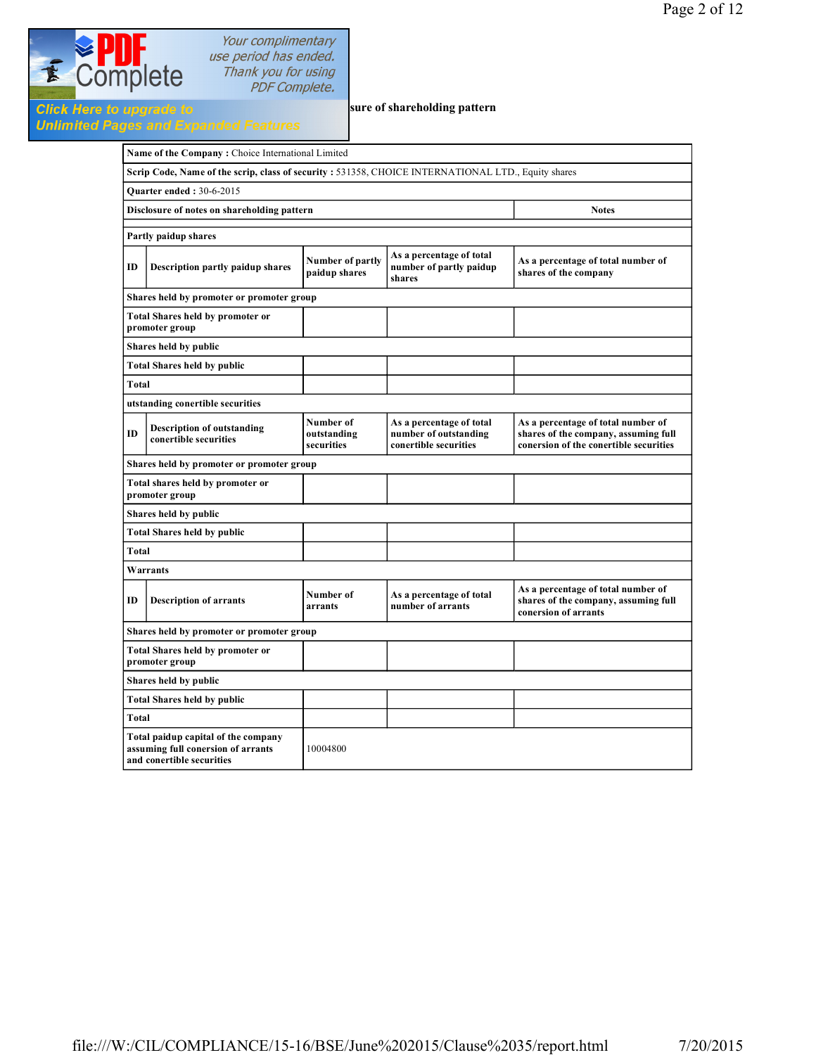sure of shareholding pattern

| Name of the Company : Choice International Limited | | | | |
|---|---|---|---|---|
| **Scrip Code, Name of the scrip, class of security :** 531358, CHOICE INTERNATIONAL LTD., Equity shares | | | | |
| **Quarter ended :** 30-6-2015 | | | | |
| **Disclosure of notes on shareholding pattern** | | | | **Notes** |
| | | | | |
| **Partly paidup shares** | | | | |
| **ID** | **Description partly paidup shares** | **Number of partly paidup shares** | **As a percentage of total number of partly paidup shares** | **As a percentage of total number of shares of the company** |
| **Shares held by promoter or promoter group** | | | | |
| **Total Shares held by promoter or promoter group** | | | | |
| **Shares held by public** | | | | |
| **Total Shares held by public** | | | | |
| **Total** | | | | |
| **utstanding conertible securities** | | | | |
| **ID** | **Description of outstanding conertible securities** | **Number of outstanding securities** | **As a percentage of total number of outstanding conertible securities** | **As a percentage of total number of shares of the company, assuming full conersion of the conertible securities** |
| **Shares held by promoter or promoter group** | | | | |
| **Total shares held by promoter or promoter group** | | | | |
| **Shares held by public** | | | | |
| **Total Shares held by public** | | | | |
| **Total** | | | | |
| **Warrants** | | | | |
| **ID** | **Description of arrants** | **Number of arrants** | **As a percentage of total number of arrants** | **As a percentage of total number of shares of the company, assuming full conersion of arrants** |
| **Shares held by promoter or promoter group** | | | | |
| **Total Shares held by promoter or promoter group** | | | | |
| **Shares held by public** | | | | |
| **Total Shares held by public** | | | | |
| **Total** | | | | |
| **Total paidup capital of the company assuming full conersion of arrants and conertible securities** | | 10004800 | | |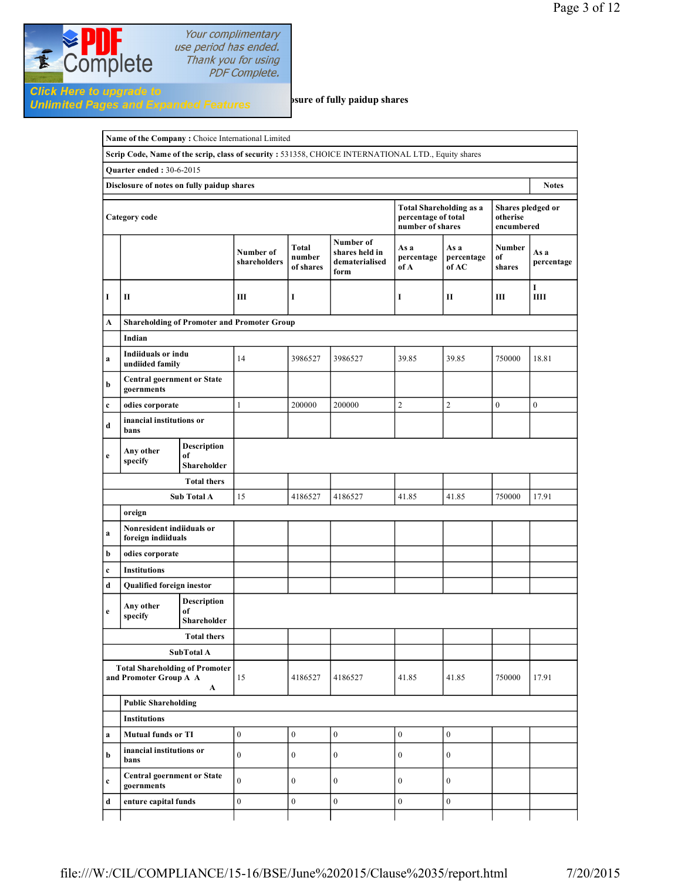psure of fully paidup shares

| Name of the Company : Choice International Limited | | | | | | | | | |
|---|---|---|---|---|---|---|---|---|---|
| **Scrip Code, Name of the scrip, class of security :** 531358, CHOICE INTERNATIONAL LTD., Equity shares | | | | | | | | | |
| **Quarter ended :** 30-6-2015 | | | | | | | | | |
| **Disclosure of notes on fully paidup shares** | | | | | | | | | **Notes** |
| **Category code** | | | | | | **Total Shareholding as a percentage of total number of shares** | | **Shares pledged or otherwise encumbered** | |
| | | | **Number of shareholders** | **Total number of shares** | **Number of shares held in dematerialised form** | **As a percentage of A** | **As a percentage of AC** | **Number of shares** | **As a percentage** |
| **I** | **II** | | **III** | **I** | | **I** | **II** | **III** | **I IIII** |
| **A** | **Shareholding of Promoter and Promoter Group** | | | | | | | | |
| | **Indian** | | | | | | | | |
| **a** | **Indiiduals or indu undiided family** | | 14 | 3986527 | 3986527 | 39.85 | 39.85 | 750000 | 18.81 |
| **b** | **Central goernment or State goernments** | | | | | | | | |
| **c** | **odies corporate** | | 1 | 200000 | 200000 | 2 | 2 | 0 | 0 |
| **d** | **inancial institutions or bans** | | | | | | | | |
| **e** | **Any other specify** | **Description of Shareholder** | | | | | | | |
| | | **Total thers** | | | | | | | |
| | | **Sub Total A** | 15 | 4186527 | 4186527 | 41.85 | 41.85 | 750000 | 17.91 |
| | **oreign** | | | | | | | | |
| **a** | **Nonresident indiiduals or foreign indiiduals** | | | | | | | | |
| **b** | **odies corporate** | | | | | | | | |
| **c** | **Institutions** | | | | | | | | |
| **d** | **Qualified foreign inestor** | | | | | | | | |
| **e** | **Any other specify** | **Description of Shareholder** | | | | | | | |
| | | **Total thers** | | | | | | | |
| | | **SubTotal A** | | | | | | | |
| **Total Shareholding of Promoter and Promoter Group A A A** | | | 15 | 4186527 | 4186527 | 41.85 | 41.85 | 750000 | 17.91 |
| | **Public Shareholding** | | | | | | | | |
| | **Institutions** | | | | | | | | |
| **a** | **Mutual funds or TI** | | 0 | 0 | 0 | 0 | 0 | | |
| **b** | **inancial institutions or bans** | | 0 | 0 | 0 | 0 | 0 | | |
| **c** | **Central goernment or State goernments** | | 0 | 0 | 0 | 0 | 0 | | |
| **d** | **enture capital funds** | | 0 | 0 | 0 | 0 | 0 | | |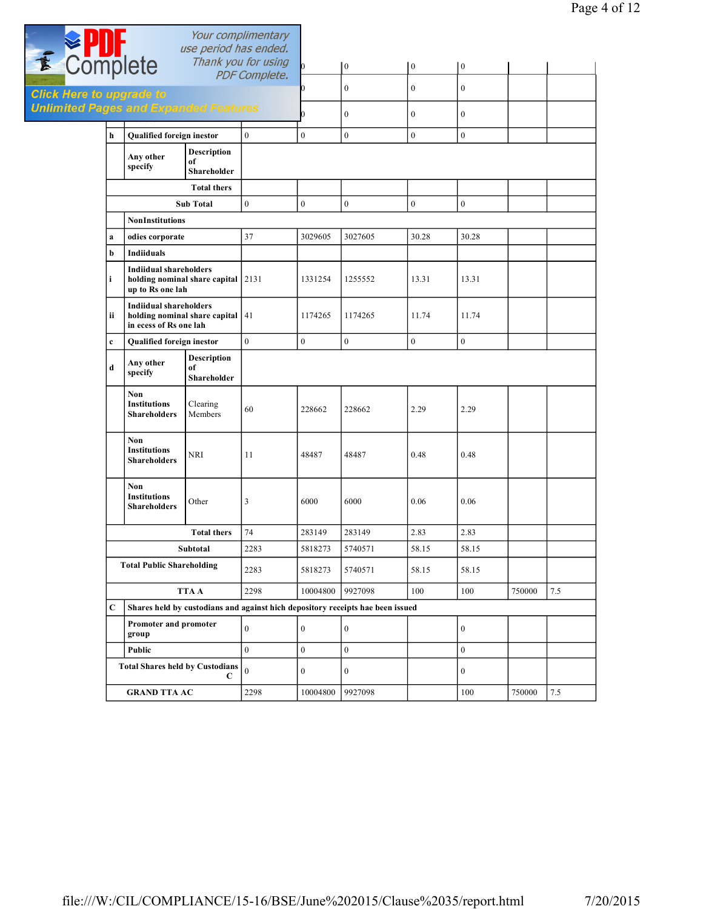| | | | | | | | | |
|---|---|---|---|---|---|---|---|---|
| | | | 0 | 0 | 0 | 0 | | |
| | | | 0 | 0 | 0 | 0 | | |
| | | | 0 | 0 | 0 | 0 | | |
| h | Qualified foreign instor | | 0 | 0 | 0 | 0 | 0 | |
| | Any other specify | Description of Shareholder | | | | | | |
| | | Total thers | | | | | | |
| | Sub Total | | 0 | 0 | 0 | 0 | 0 | |
| | NonInstitutions | | | | | | | |
| a | odies corporate | | 37 | 3029605 | 3027605 | 30.28 | 30.28 | |
| b | Indiiduals | | | | | | | |
| i | Indiidual shareholders holding nominal share capital up to Rs one lah | | 2131 | 1331254 | 1255552 | 13.31 | 13.31 | |
| ii | Indiidual shareholders holding nominal share capital in ecess of Rs one lah | | 41 | 1174265 | 1174265 | 11.74 | 11.74 | |
| c | Qualified foreign instor | | 0 | 0 | 0 | 0 | 0 | |
| d | Any other specify | Description of Shareholder | | | | | | |
| | Non Institutions Shareholders | Clearing Members | 60 | 228662 | 228662 | 2.29 | 2.29 | |
| | Non Institutions Shareholders | NRI | 11 | 48487 | 48487 | 0.48 | 0.48 | |
| | Non Institutions Shareholders | Other | 3 | 6000 | 6000 | 0.06 | 0.06 | |
| | | Total thers | 74 | 283149 | 283149 | 2.83 | 2.83 | |
| | Subtotal | | 2283 | 5818273 | 5740571 | 58.15 | 58.15 | |
| | Total Public Shareholding | | 2283 | 5818273 | 5740571 | 58.15 | 58.15 | |
| | TTA A | | 2298 | 10004800 | 9927098 | 100 | 100 | 750000 | 7.5 |
| C | Shares held by custodians and against hich depository receipts hae been issued | | | | | | | |
| | Promoter and promoter group | | 0 | 0 | 0 | | 0 | |
| | Public | | 0 | 0 | 0 | | 0 | |
| | Total Shares held by Custodians C | | 0 | 0 | 0 | | 0 | |
| | GRAND TTA AC | | 2298 | 10004800 | 9927098 | | 100 | 750000 | 7.5 |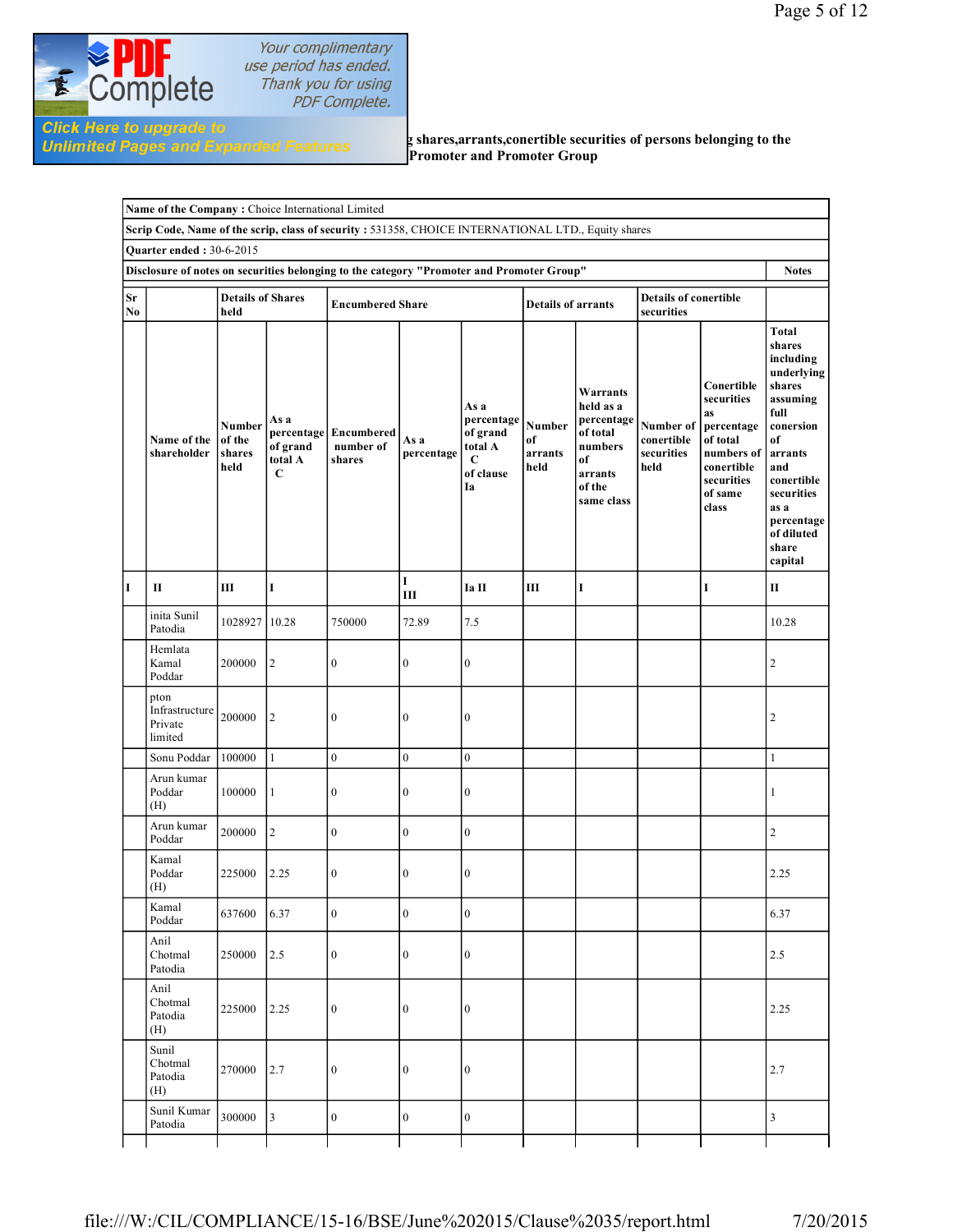g shares,arrants,conertible securities of persons belonging to the Promoter and Promoter Group

| Name of the Company : Choice International Limited | | | | | | | | | | | |
|---|---|---|---|---|---|---|---|---|---|---|---|
| **Scrip Code, Name of the scrip, class of security :** 531358, CHOICE INTERNATIONAL LTD., Equity shares | | | | | | | | | | | |
| **Quarter ended :** 30-6-2015 | | | | | | | | | | | |
| **Disclosure of notes on securities belonging to the category "Promoter and Promoter Group"** | | | | | | | | | | | **Notes** |
| **Sr No** | | **Details of Shares held** | | **Encumbered Share** | | | **Details of arrants** | | **Details of conertible securities** | | |
| | **Name of the shareholder** | **Number of the shares held** | **As a percentage of grand total A C** | **Encumbered number of shares** | **As a percentage** | **As a percentage of grand total A C of clause Ia** | **Number of arrants held** | **Warrants held as a percentage of total numbers of arrants of the same class** | **Number of conertible securities held** | **Conertible securities as percentage of total numbers of conertible securities of same class** | **Total shares including underlying shares assuming full conersion of arrants and conertible securities as a percentage of diluted share capital** |
| I | II | III | I | | I III | Ia II | III | I | | I | II |
| | inita Sunil Patodia | 1028927 | 10.28 | 750000 | 72.89 | 7.5 | | | | | 10.28 |
| | Hemlata Kamal Poddar | 200000 | 2 | 0 | 0 | 0 | | | | | 2 |
| | pton Infrastructure Private limited | 200000 | 2 | 0 | 0 | 0 | | | | | 2 |
| | Sonu Poddar | 100000 | 1 | 0 | 0 | 0 | | | | | 1 |
| | Arun kumar Poddar (H) | 100000 | 1 | 0 | 0 | 0 | | | | | 1 |
| | Arun kumar Poddar | 200000 | 2 | 0 | 0 | 0 | | | | | 2 |
| | Kamal Poddar (H) | 225000 | 2.25 | 0 | 0 | 0 | | | | | 2.25 |
| | Kamal Poddar | 637600 | 6.37 | 0 | 0 | 0 | | | | | 6.37 |
| | Anil Chotmal Patodia | 250000 | 2.5 | 0 | 0 | 0 | | | | | 2.5 |
| | Anil Chotmal Patodia (H) | 225000 | 2.25 | 0 | 0 | 0 | | | | | 2.25 |
| | Sunil Chotmal Patodia (H) | 270000 | 2.7 | 0 | 0 | 0 | | | | | 2.7 |
| | Sunil Kumar Patodia | 300000 | 3 | 0 | 0 | 0 | | | | | 3 |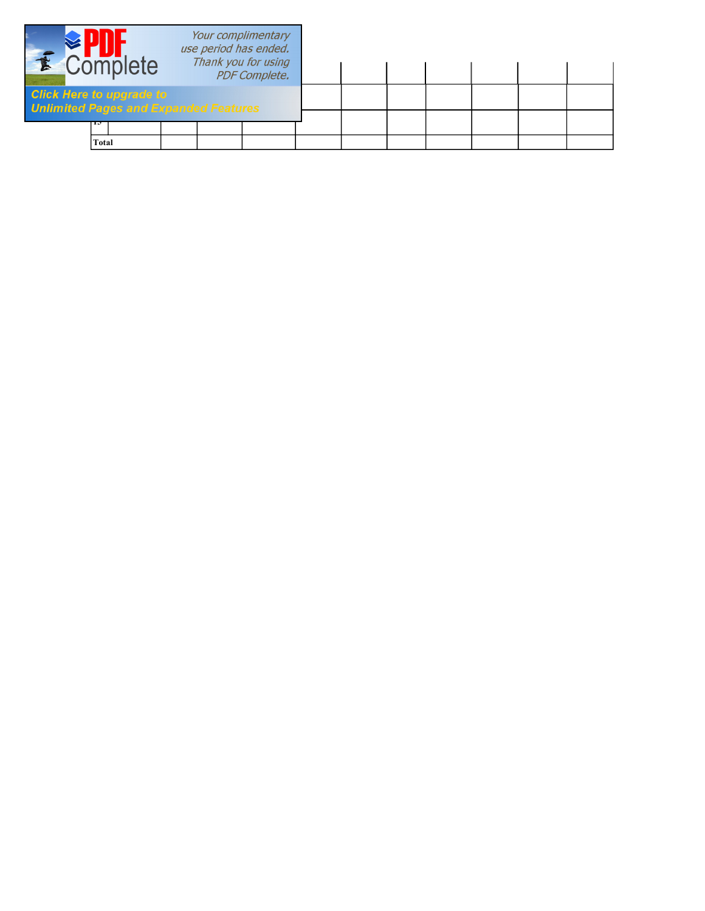| | | | | | | | | | | |
|---|---|---|---|---|---|---|---|---|---|---|
| | | | | | | | | | | |
| 13 | | | | | | | | | | |
| **Total** | | | | | | | | | | |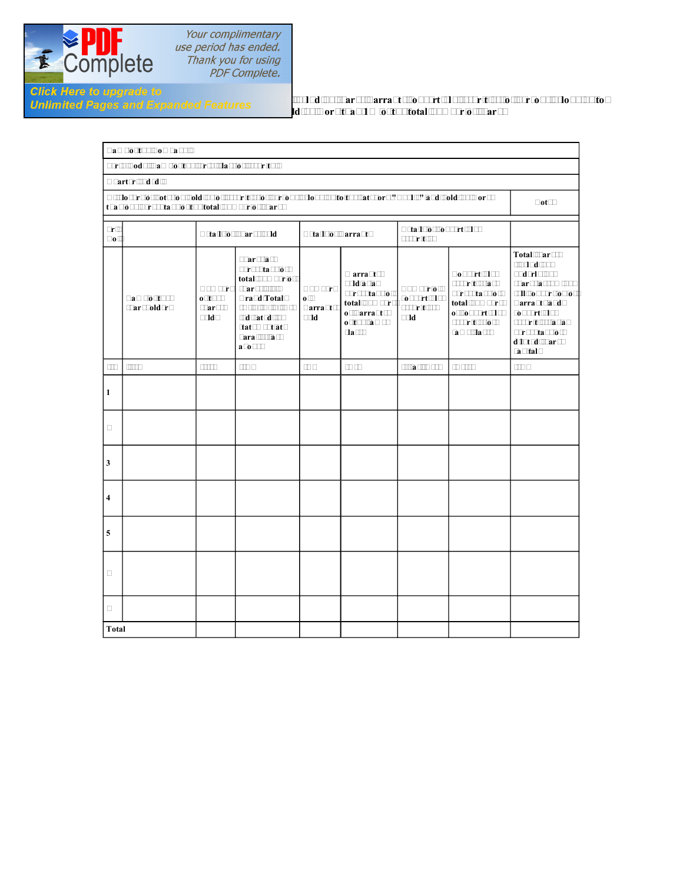| | | | | | | | | |
|---|---|---|---|---|---|---|---|---|
| 1 | | | | | | | | |
| | | | | | | | | |
| 3 | | | | | | | | |
| 4 | | | | | | | | |
| 5 | | | | | | | | |
| | | | | | | | | |
| | | | | | | | | |
| Total | | | | | | | | |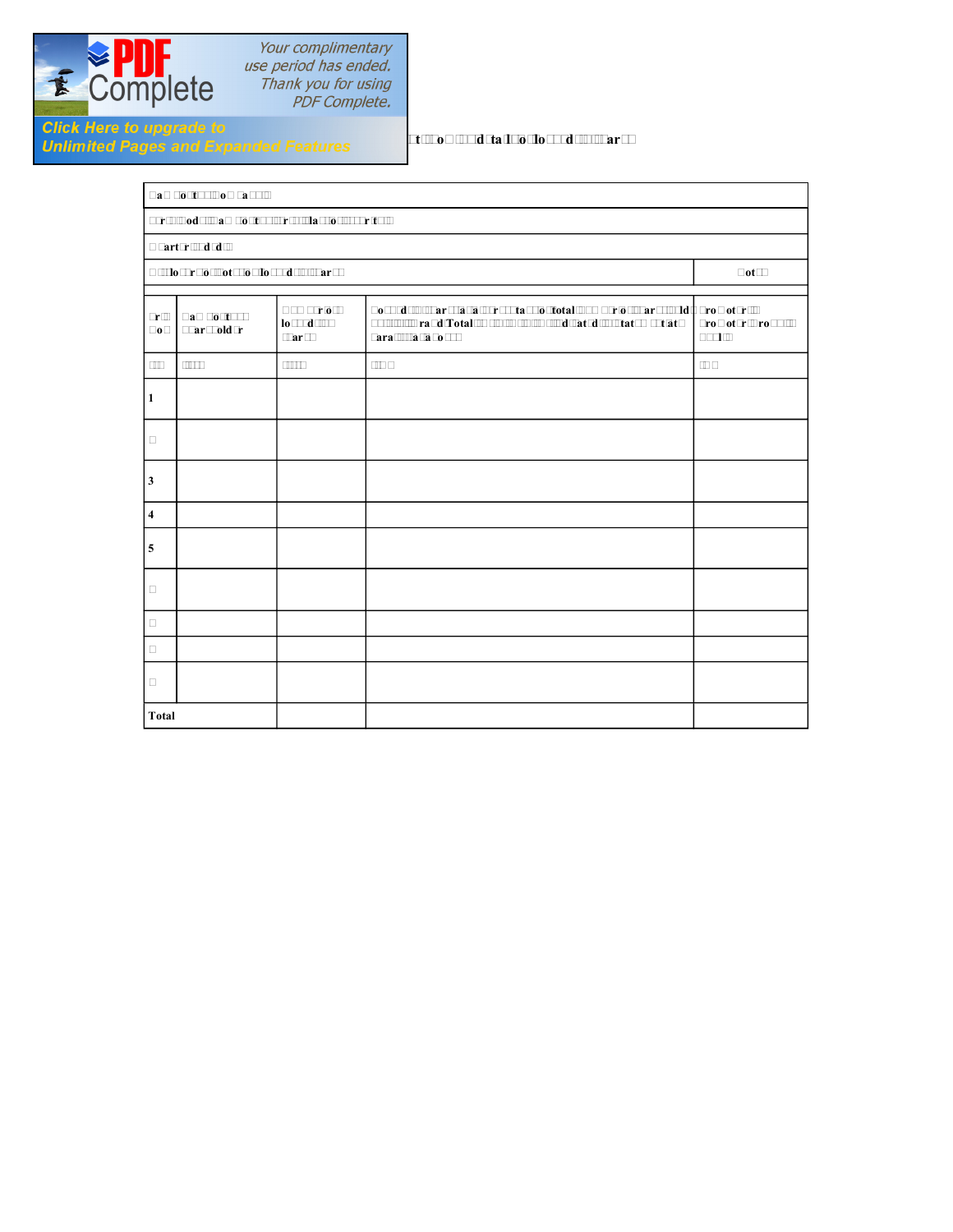| | | | | |
|---|---|---|---|---|
| | | | | |
| 1 | | | | |
| | | | | |
| 3 | | | | |
| 4 | | | | |
| 5 | | | | |
| | | | | |
| | | | | |
| | | | | |
| | | | | |
| **Total** | | | | |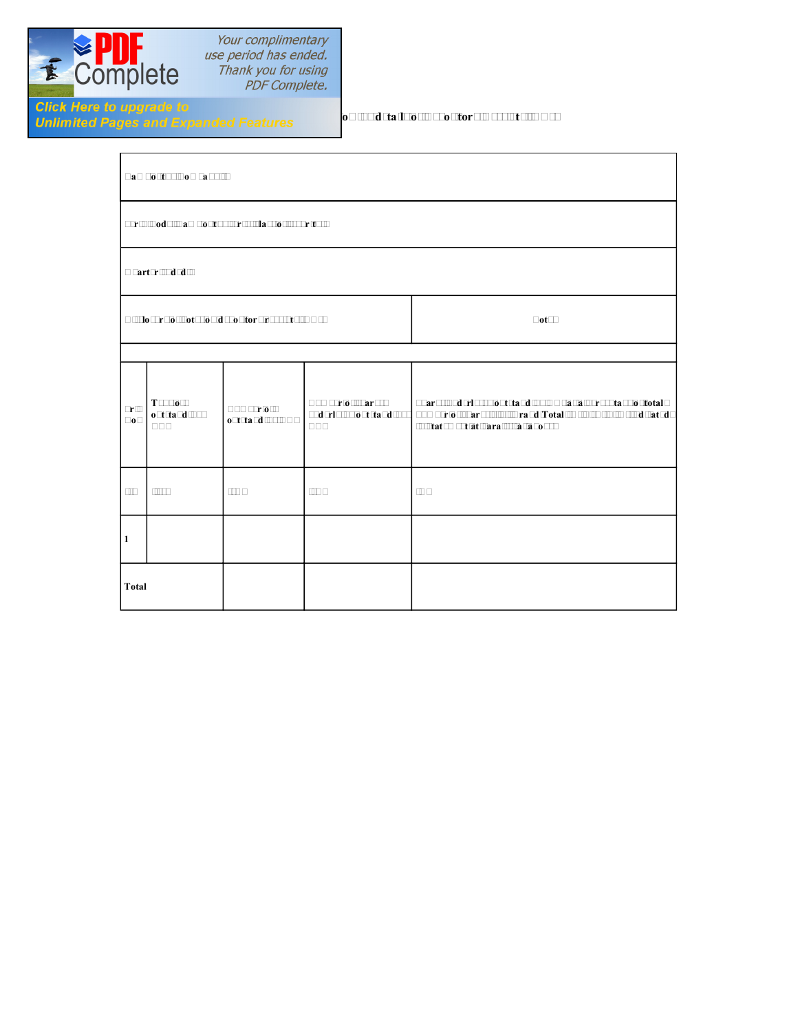| | | | | |
|---|---|---|---|---|
| | | | | |
| | | | | |
| 1 | | | | |
| Total | | | | |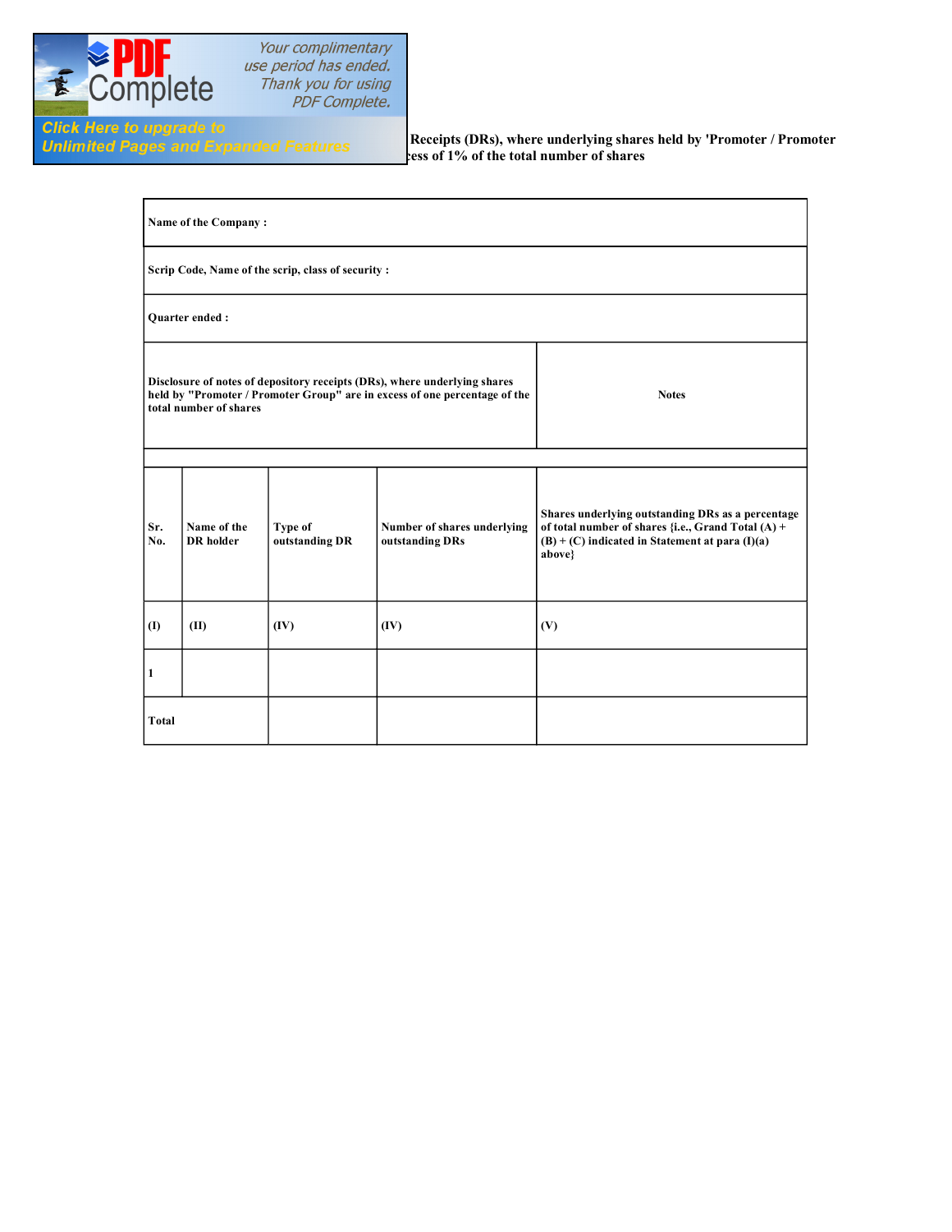Receipts (DRs), where underlying shares held by 'Promoter / Promoter
cess of 1% of the total number of shares

| Name of the Company : | | | | |
|---|---|---|---|---|
| Scrip Code, Name of the scrip, class of security : | | | | |
| Quarter ended : | | | | |
| Disclosure of notes of depository receipts (DRs), where underlying shares held by "Promoter / Promoter Group" are in excess of one percentage of the total number of shares | | | | Notes |
| | | | | |
| Sr. No. | Name of the DR holder | Type of outstanding DR | Number of shares underlying outstanding DRs | Shares underlying outstanding DRs as a percentage of total number of shares {i.e., Grand Total (A) + (B) + (C) indicated in Statement at para (I)(a) above} |
| (I) | (II) | (IV) | (IV) | (V) |
| 1 | | | | |
| Total | | | | |